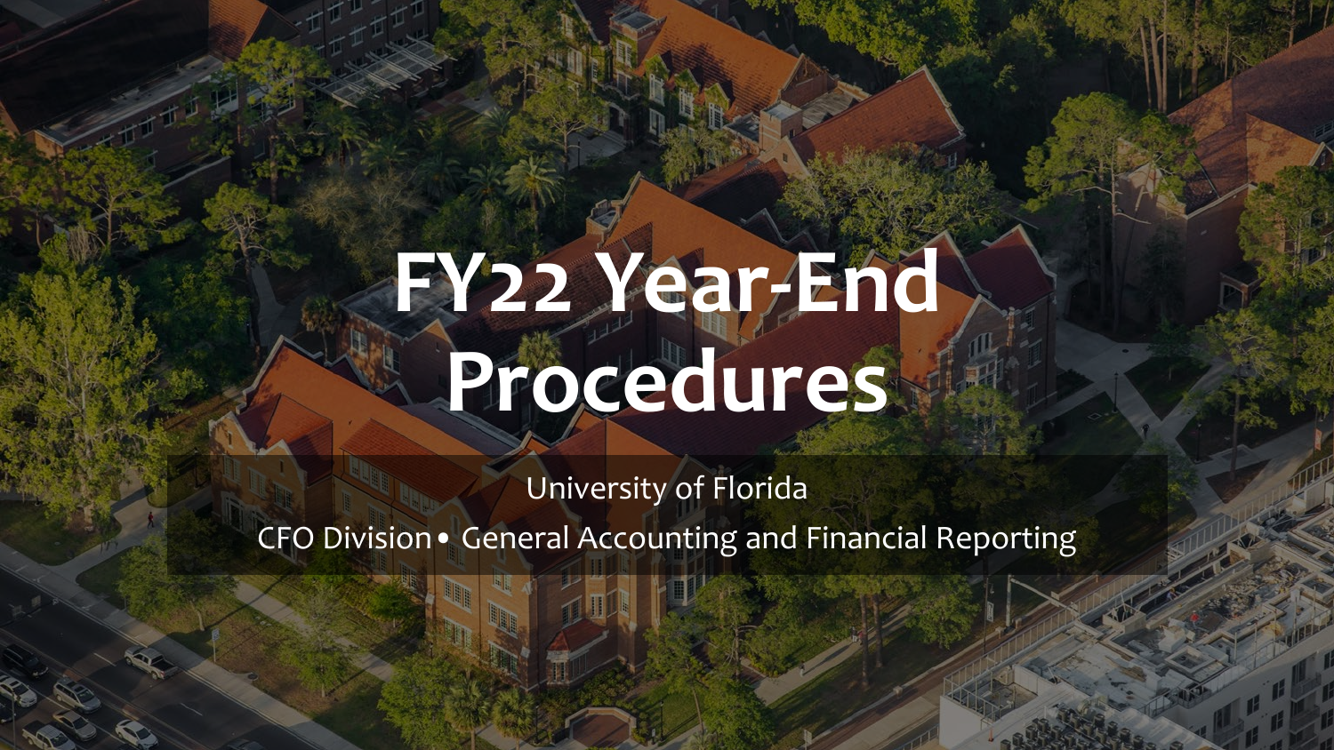# FY22 Year-End Procedures

University of Florida

CFO Division • General Accounting and Financial Reporting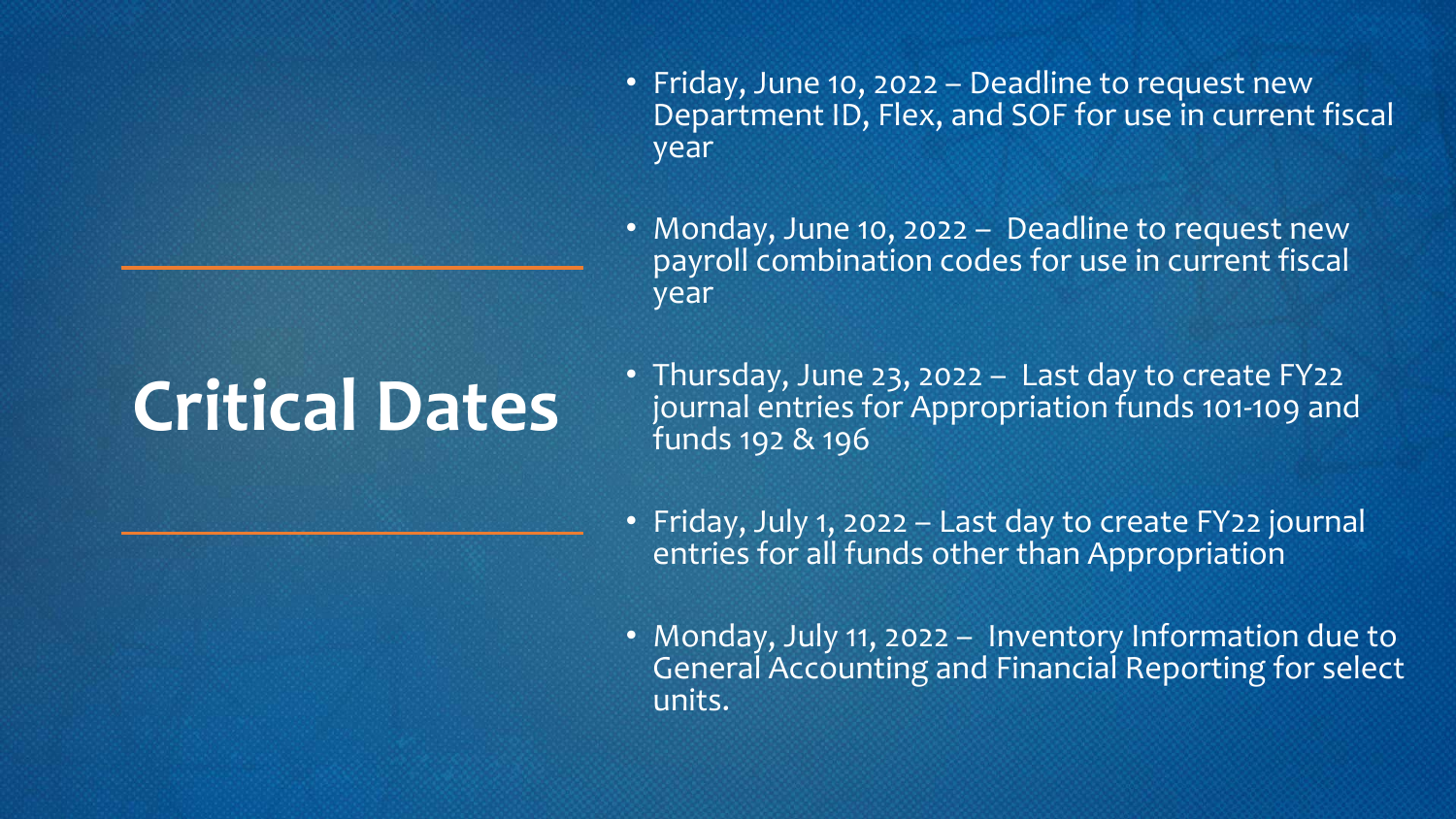# Critical Dates

- Friday, June 10, 2022 – Deadline to request new Department ID, Flex, and SOF for use in current fiscal year
- Monday, June 10, 2022 – Deadline to request new payroll combination codes for use in current fiscal year
- Thursday, June 23, 2022 – Last day to create FY22 journal entries for Appropriation funds 101-109 and funds 192 & 196
- Friday, July 1, 2022 – Last day to create FY22 journal entries for all funds other than Appropriation
- Monday, July 11, 2022 – Inventory Information due to General Accounting and Financial Reporting for select units.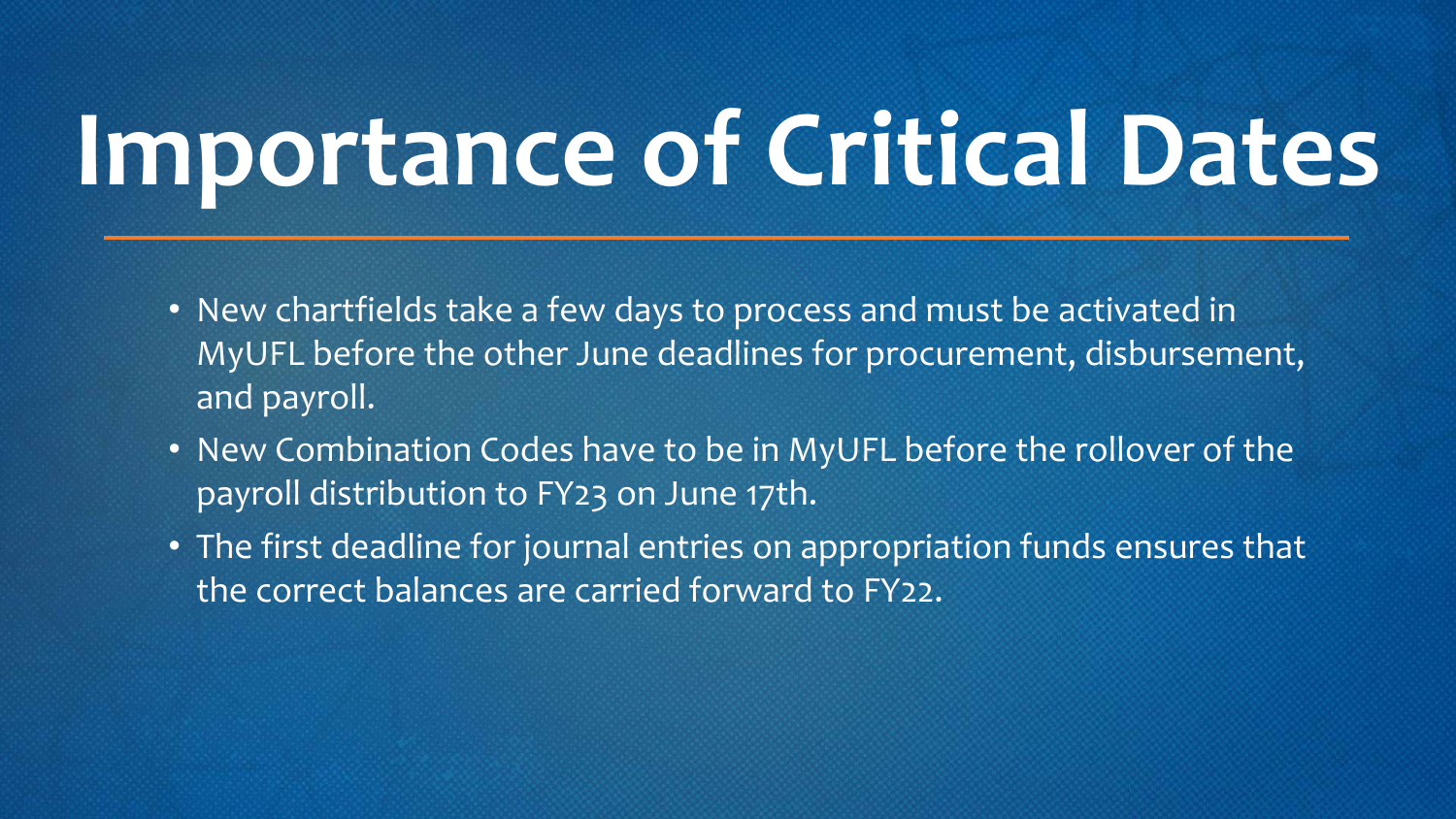# Importance of Critical Dates

- New chartfields take a few days to process and must be activated in MyUFL before the other June deadlines for procurement, disbursement, and payroll.
- New Combination Codes have to be in MyUFL before the rollover of the payroll distribution to FY23 on June 17th.
- The first deadline for journal entries on appropriation funds ensures that the correct balances are carried forward to FY22.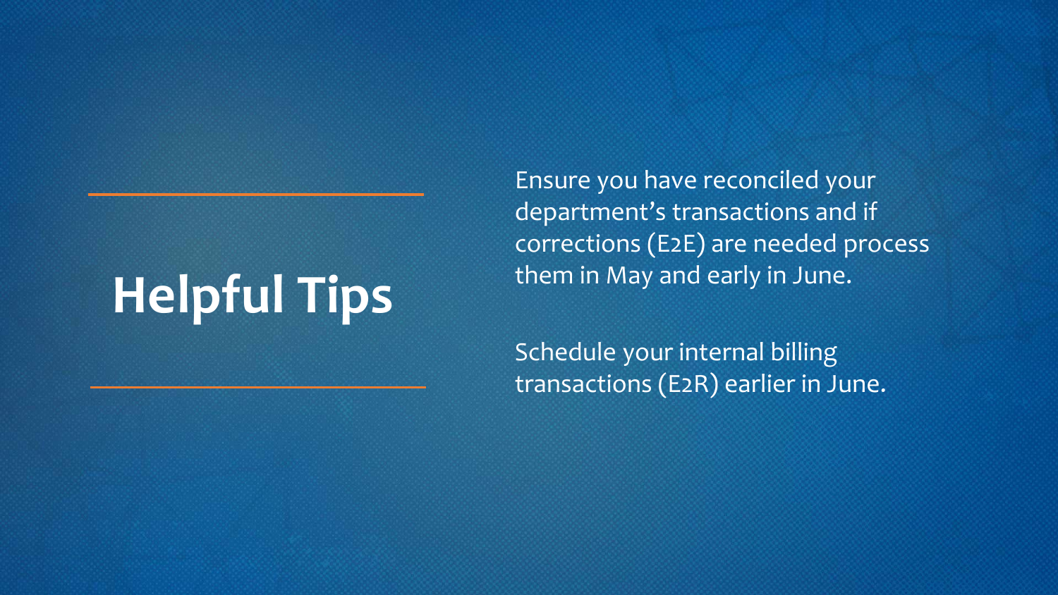# Helpful Tips

Ensure you have reconciled your department's transactions and if corrections (E2E) are needed process them in May and early in June.

Schedule your internal billing transactions (E2R) earlier in June.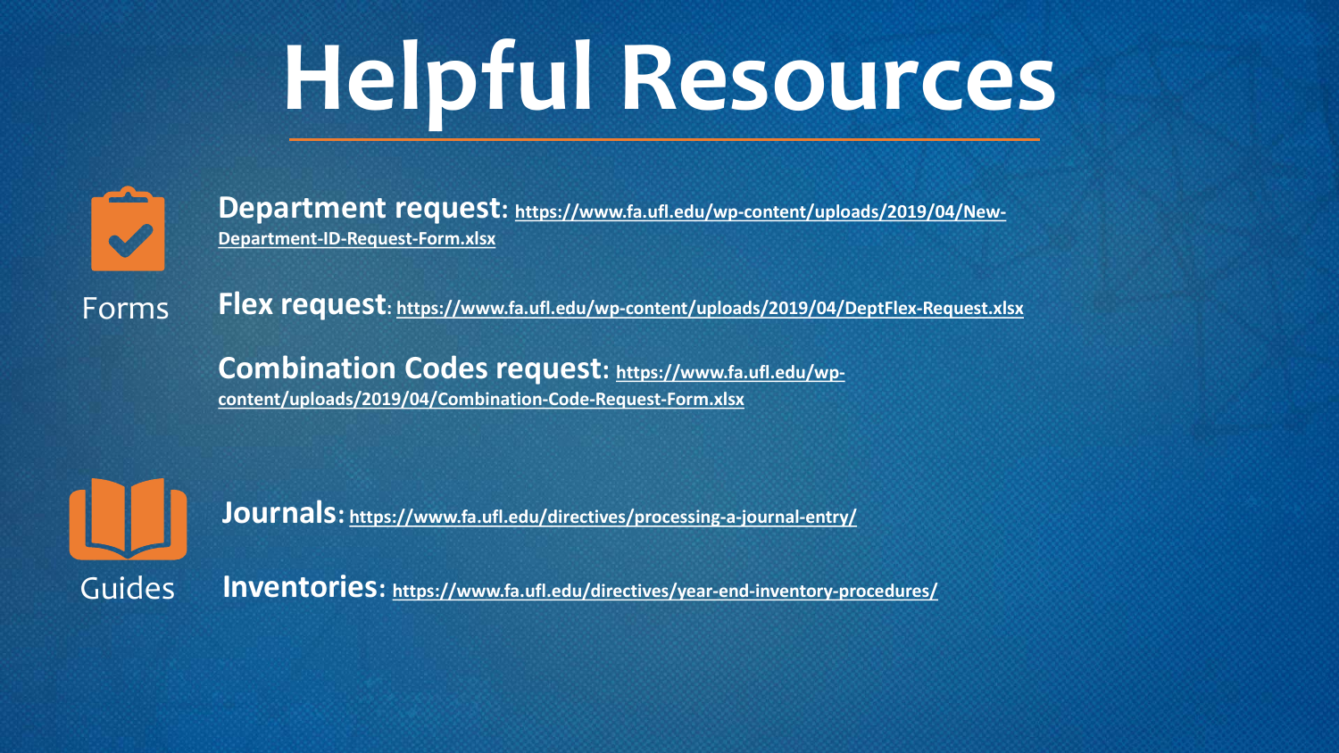# Helpful Resources

## Forms

**Department request:** https://www.fa.ufl.edu/wp-content/uploads/2019/04/New-Department-ID-Request-Form.xlsx

**Flex request:** https://www.fa.ufl.edu/wp-content/uploads/2019/04/DeptFlex-Request.xlsx

**Combination Codes request:** https://www.fa.ufl.edu/wp-content/uploads/2019/04/Combination-Code-Request-Form.xlsx

## Guides

**Journals:** https://www.fa.ufl.edu/directives/processing-a-journal-entry/

**Inventories:** https://www.fa.ufl.edu/directives/year-end-inventory-procedures/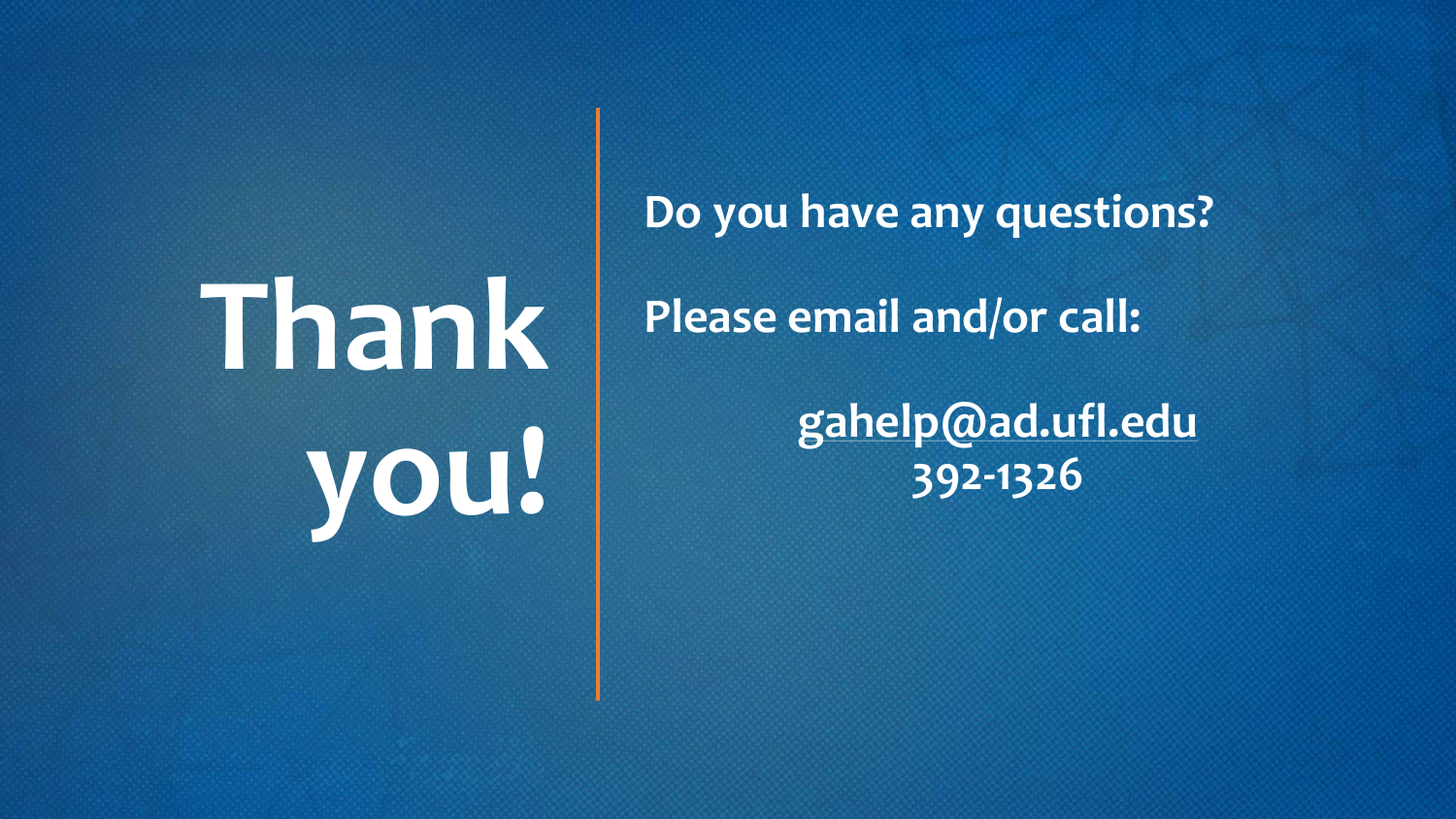# Thank you!

**Do you have any questions?**

**Please email and/or call:**

**gahelp@ad.ufl.edu**
**392-1326**